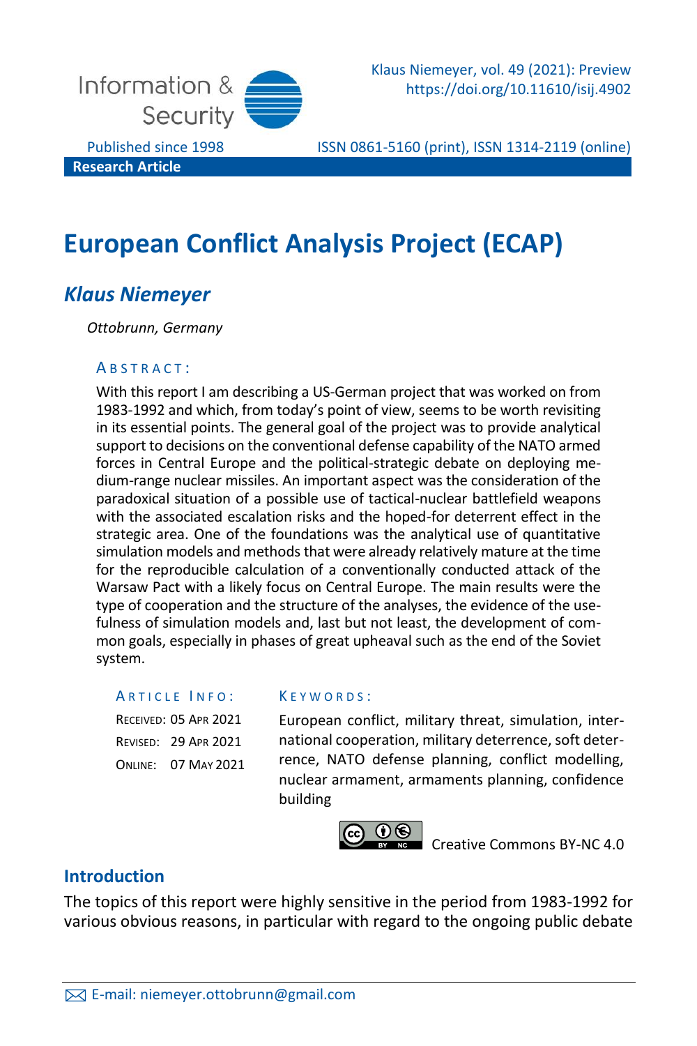Research Article

# European Conflict Analysis Project (ECAP)

## *Klaus Niemeyer*

*Ottobrunn, Germany*

### ABSTRACT:

With this report I am describing a US-German project that was worked on from 1983-1992 and which, from today's point of view, seems to be worth revisiting in its essential points. The general goal of the project was to provide analytical support to decisions on the conventional defense capability of the NATO armed forces in Central Europe and the political-strategic debate on deploying medium-range nuclear missiles. An important aspect was the consideration of the paradoxical situation of a possible use of tactical-nuclear battlefield weapons with the associated escalation risks and the hoped-for deterrent effect in the strategic area. One of the foundations was the analytical use of quantitative simulation models and methods that were already relatively mature at the time for the reproducible calculation of a conventionally conducted attack of the Warsaw Pact with a likely focus on Central Europe. The main results were the type of cooperation and the structure of the analyses, the evidence of the usefulness of simulation models and, last but not least, the development of common goals, especially in phases of great upheaval such as the end of the Soviet system.

### ARTICLE INFO:

RECEIVED: 05 APR 2021
REVISED: 29 APR 2021
ONLINE: 07 MAY 2021

### KEYWORDS:

European conflict, military threat, simulation, international cooperation, military deterrence, soft deterrence, NATO defense planning, conflict modelling, nuclear armament, armaments planning, confidence building

Creative Commons BY-NC 4.0

## Introduction

The topics of this report were highly sensitive in the period from 1983-1992 for various obvious reasons, in particular with regard to the ongoing public debate

E-mail: niemeyer.ottobrunn@gmail.com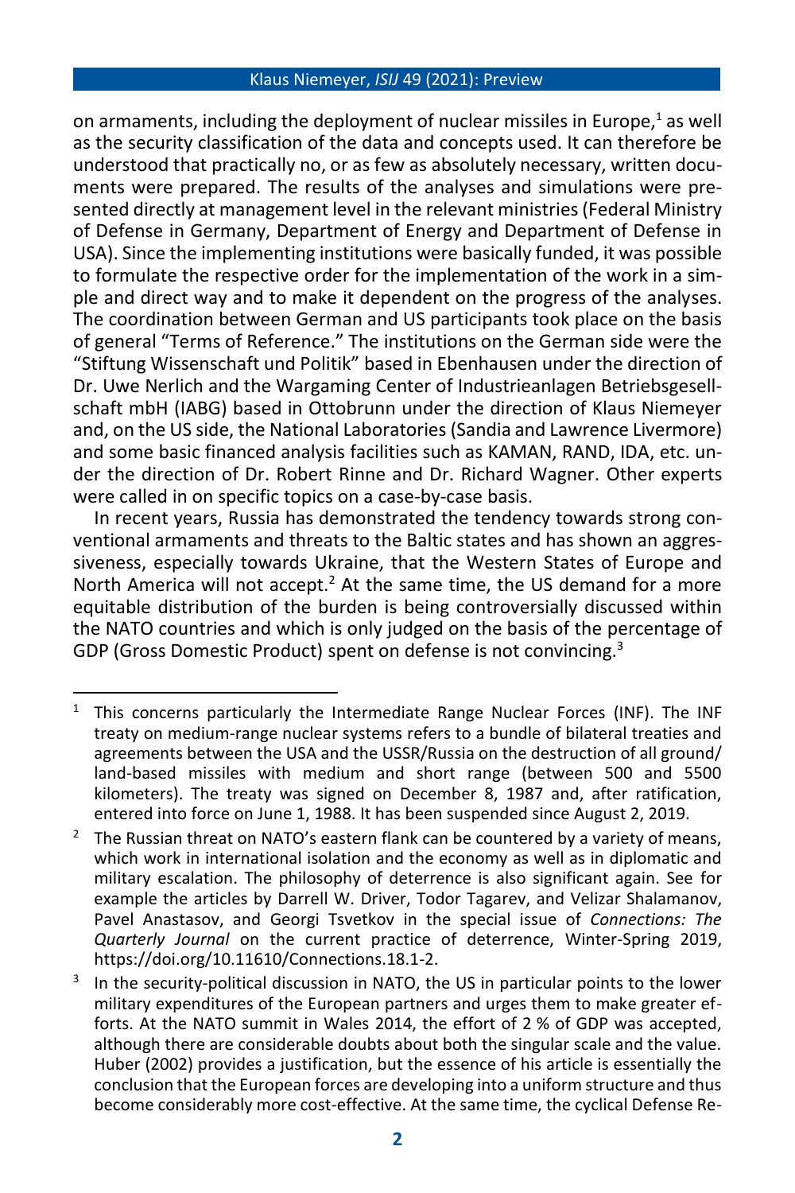on armaments, including the deployment of nuclear missiles in Europe,[1] as well as the security classification of the data and concepts used. It can therefore be understood that practically no, or as few as absolutely necessary, written documents were prepared. The results of the analyses and simulations were presented directly at management level in the relevant ministries (Federal Ministry of Defense in Germany, Department of Energy and Department of Defense in USA). Since the implementing institutions were basically funded, it was possible to formulate the respective order for the implementation of the work in a simple and direct way and to make it dependent on the progress of the analyses. The coordination between German and US participants took place on the basis of general "Terms of Reference." The institutions on the German side were the "Stiftung Wissenschaft und Politik" based in Ebenhausen under the direction of Dr. Uwe Nerlich and the Wargaming Center of Industrieanlagen Betriebsgesellschaft mbH (IABG) based in Ottobrunn under the direction of Klaus Niemeyer and, on the US side, the National Laboratories (Sandia and Lawrence Livermore) and some basic financed analysis facilities such as KAMAN, RAND, IDA, etc. under the direction of Dr. Robert Rinne and Dr. Richard Wagner. Other experts were called in on specific topics on a case-by-case basis.

In recent years, Russia has demonstrated the tendency towards strong conventional armaments and threats to the Baltic states and has shown an aggressiveness, especially towards Ukraine, that the Western States of Europe and North America will not accept.[2] At the same time, the US demand for a more equitable distribution of the burden is being controversially discussed within the NATO countries and which is only judged on the basis of the percentage of GDP (Gross Domestic Product) spent on defense is not convincing.[3]

---

[1] This concerns particularly the Intermediate Range Nuclear Forces (INF). The INF treaty on medium-range nuclear systems refers to a bundle of bilateral treaties and agreements between the USA and the USSR/Russia on the destruction of all ground/land-based missiles with medium and short range (between 500 and 5500 kilometers). The treaty was signed on December 8, 1987 and, after ratification, entered into force on June 1, 1988. It has been suspended since August 2, 2019.

[2] The Russian threat on NATO's eastern flank can be countered by a variety of means, which work in international isolation and the economy as well as in diplomatic and military escalation. The philosophy of deterrence is also significant again. See for example the articles by Darrell W. Driver, Todor Tagarev, and Velizar Shalamanov, Pavel Anastasov, and Georgi Tsvetkov in the special issue of *Connections: The Quarterly Journal* on the current practice of deterrence, Winter-Spring 2019, https://doi.org/10.11610/Connections.18.1-2.

[3] In the security-political discussion in NATO, the US in particular points to the lower military expenditures of the European partners and urges them to make greater efforts. At the NATO summit in Wales 2014, the effort of 2 % of GDP was accepted, although there are considerable doubts about both the singular scale and the value. Huber (2002) provides a justification, but the essence of his article is essentially the conclusion that the European forces are developing into a uniform structure and thus become considerably more cost-effective. At the same time, the cyclical Defense Re-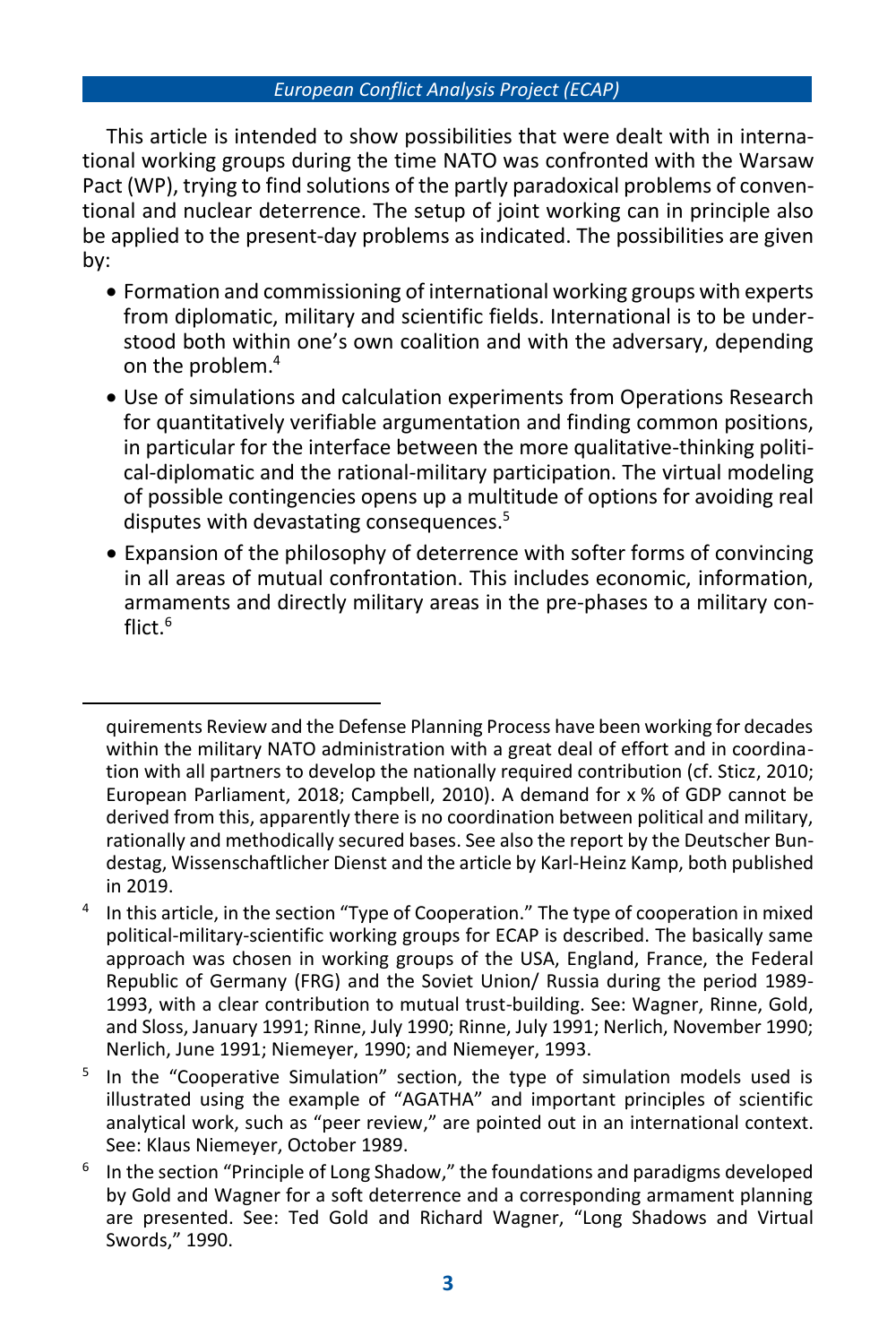This article is intended to show possibilities that were dealt with in international working groups during the time NATO was confronted with the Warsaw Pact (WP), trying to find solutions of the partly paradoxical problems of conventional and nuclear deterrence. The setup of joint working can in principle also be applied to the present-day problems as indicated. The possibilities are given by:

- Formation and commissioning of international working groups with experts from diplomatic, military and scientific fields. International is to be understood both within one's own coalition and with the adversary, depending on the problem.[4]
- Use of simulations and calculation experiments from Operations Research for quantitatively verifiable argumentation and finding common positions, in particular for the interface between the more qualitative-thinking political-diplomatic and the rational-military participation. The virtual modeling of possible contingencies opens up a multitude of options for avoiding real disputes with devastating consequences.[5]
- Expansion of the philosophy of deterrence with softer forms of convincing in all areas of mutual confrontation. This includes economic, information, armaments and directly military areas in the pre-phases to a military conflict.[6]

---

quirements Review and the Defense Planning Process have been working for decades within the military NATO administration with a great deal of effort and in coordination with all partners to develop the nationally required contribution (cf. Sticz, 2010; European Parliament, 2018; Campbell, 2010). A demand for x % of GDP cannot be derived from this, apparently there is no coordination between political and military, rationally and methodically secured bases. See also the report by the Deutscher Bundestag, Wissenschaftlicher Dienst and the article by Karl-Heinz Kamp, both published in 2019.

[4] In this article, in the section "Type of Cooperation." The type of cooperation in mixed political-military-scientific working groups for ECAP is described. The basically same approach was chosen in working groups of the USA, England, France, the Federal Republic of Germany (FRG) and the Soviet Union/ Russia during the period 1989-1993, with a clear contribution to mutual trust-building. See: Wagner, Rinne, Gold, and Sloss, January 1991; Rinne, July 1990; Rinne, July 1991; Nerlich, November 1990; Nerlich, June 1991; Niemeyer, 1990; and Niemeyer, 1993.

[5] In the "Cooperative Simulation" section, the type of simulation models used is illustrated using the example of "AGATHA" and important principles of scientific analytical work, such as "peer review," are pointed out in an international context. See: Klaus Niemeyer, October 1989.

[6] In the section "Principle of Long Shadow," the foundations and paradigms developed by Gold and Wagner for a soft deterrence and a corresponding armament planning are presented. See: Ted Gold and Richard Wagner, "Long Shadows and Virtual Swords," 1990.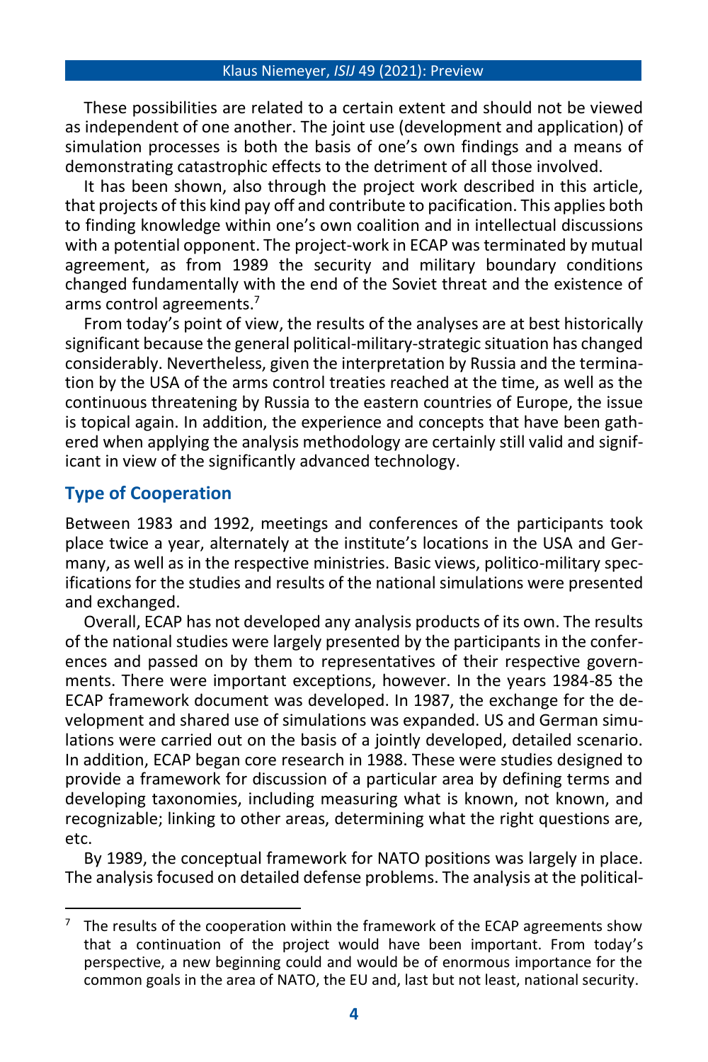These possibilities are related to a certain extent and should not be viewed as independent of one another. The joint use (development and application) of simulation processes is both the basis of one's own findings and a means of demonstrating catastrophic effects to the detriment of all those involved.

It has been shown, also through the project work described in this article, that projects of this kind pay off and contribute to pacification. This applies both to finding knowledge within one's own coalition and in intellectual discussions with a potential opponent. The project-work in ECAP was terminated by mutual agreement, as from 1989 the security and military boundary conditions changed fundamentally with the end of the Soviet threat and the existence of arms control agreements.[7]

From today's point of view, the results of the analyses are at best historically significant because the general political-military-strategic situation has changed considerably. Nevertheless, given the interpretation by Russia and the termination by the USA of the arms control treaties reached at the time, as well as the continuous threatening by Russia to the eastern countries of Europe, the issue is topical again. In addition, the experience and concepts that have been gathered when applying the analysis methodology are certainly still valid and significant in view of the significantly advanced technology.

## Type of Cooperation

Between 1983 and 1992, meetings and conferences of the participants took place twice a year, alternately at the institute's locations in the USA and Germany, as well as in the respective ministries. Basic views, politico-military specifications for the studies and results of the national simulations were presented and exchanged.

Overall, ECAP has not developed any analysis products of its own. The results of the national studies were largely presented by the participants in the conferences and passed on by them to representatives of their respective governments. There were important exceptions, however. In the years 1984-85 the ECAP framework document was developed. In 1987, the exchange for the development and shared use of simulations was expanded. US and German simulations were carried out on the basis of a jointly developed, detailed scenario. In addition, ECAP began core research in 1988. These were studies designed to provide a framework for discussion of a particular area by defining terms and developing taxonomies, including measuring what is known, not known, and recognizable; linking to other areas, determining what the right questions are, etc.

By 1989, the conceptual framework for NATO positions was largely in place. The analysis focused on detailed defense problems. The analysis at the political-

[7] The results of the cooperation within the framework of the ECAP agreements show that a continuation of the project would have been important. From today's perspective, a new beginning could and would be of enormous importance for the common goals in the area of NATO, the EU and, last but not least, national security.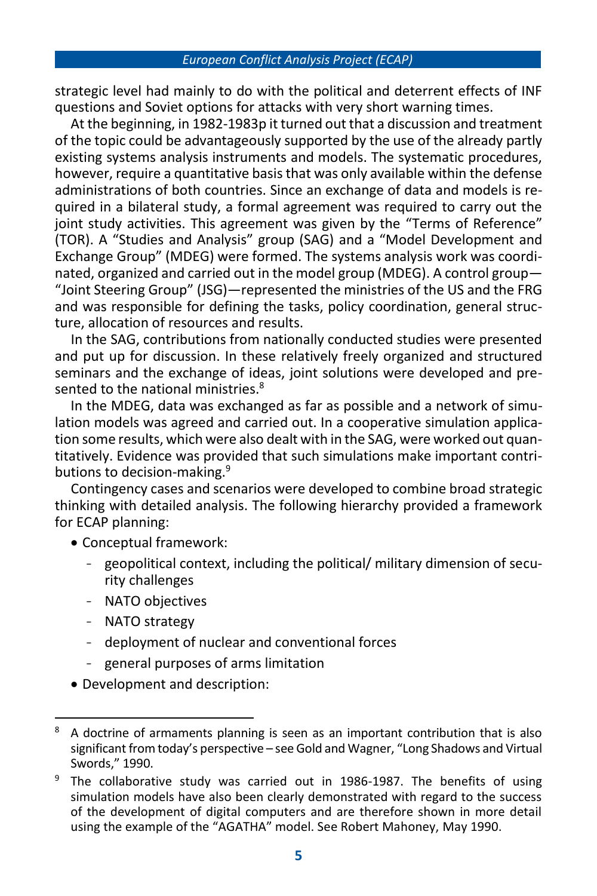strategic level had mainly to do with the political and deterrent effects of INF questions and Soviet options for attacks with very short warning times.

At the beginning, in 1982-1983p it turned out that a discussion and treatment of the topic could be advantageously supported by the use of the already partly existing systems analysis instruments and models. The systematic procedures, however, require a quantitative basis that was only available within the defense administrations of both countries. Since an exchange of data and models is required in a bilateral study, a formal agreement was required to carry out the joint study activities. This agreement was given by the "Terms of Reference" (TOR). A "Studies and Analysis" group (SAG) and a "Model Development and Exchange Group" (MDEG) were formed. The systems analysis work was coordinated, organized and carried out in the model group (MDEG). A control group—"Joint Steering Group" (JSG)—represented the ministries of the US and the FRG and was responsible for defining the tasks, policy coordination, general structure, allocation of resources and results.

In the SAG, contributions from nationally conducted studies were presented and put up for discussion. In these relatively freely organized and structured seminars and the exchange of ideas, joint solutions were developed and presented to the national ministries.[8]

In the MDEG, data was exchanged as far as possible and a network of simulation models was agreed and carried out. In a cooperative simulation application some results, which were also dealt with in the SAG, were worked out quantitatively. Evidence was provided that such simulations make important contributions to decision-making.[9]

Contingency cases and scenarios were developed to combine broad strategic thinking with detailed analysis. The following hierarchy provided a framework for ECAP planning:

- Conceptual framework:
  - geopolitical context, including the political/ military dimension of security challenges
  - NATO objectives
  - NATO strategy
  - deployment of nuclear and conventional forces
  - general purposes of arms limitation
- Development and description:

---

[8] A doctrine of armaments planning is seen as an important contribution that is also significant from today's perspective – see Gold and Wagner, "Long Shadows and Virtual Swords," 1990.

[9] The collaborative study was carried out in 1986-1987. The benefits of using simulation models have also been clearly demonstrated with regard to the success of the development of digital computers and are therefore shown in more detail using the example of the "AGATHA" model. See Robert Mahoney, May 1990.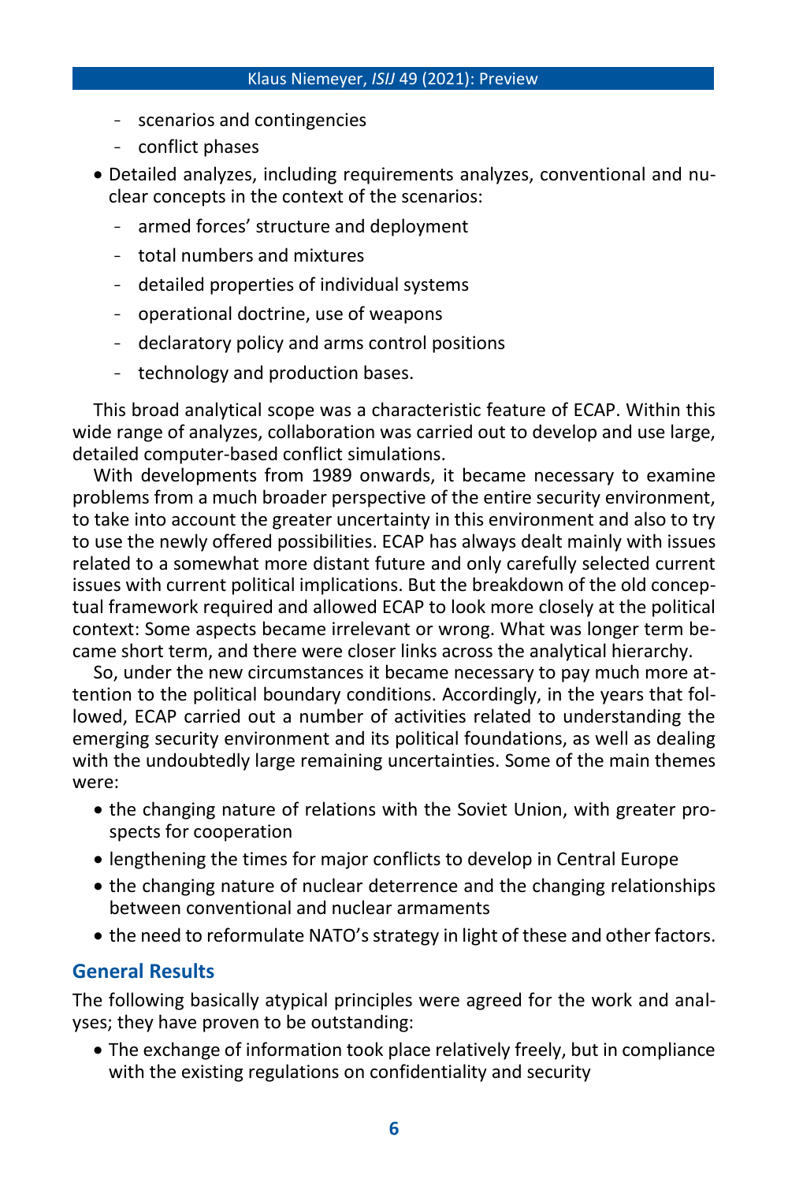- scenarios and contingencies
  - conflict phases
- Detailed analyzes, including requirements analyzes, conventional and nuclear concepts in the context of the scenarios:
  - armed forces' structure and deployment
  - total numbers and mixtures
  - detailed properties of individual systems
  - operational doctrine, use of weapons
  - declaratory policy and arms control positions
  - technology and production bases.

This broad analytical scope was a characteristic feature of ECAP. Within this wide range of analyzes, collaboration was carried out to develop and use large, detailed computer-based conflict simulations.

With developments from 1989 onwards, it became necessary to examine problems from a much broader perspective of the entire security environment, to take into account the greater uncertainty in this environment and also to try to use the newly offered possibilities. ECAP has always dealt mainly with issues related to a somewhat more distant future and only carefully selected current issues with current political implications. But the breakdown of the old conceptual framework required and allowed ECAP to look more closely at the political context: Some aspects became irrelevant or wrong. What was longer term became short term, and there were closer links across the analytical hierarchy.

So, under the new circumstances it became necessary to pay much more attention to the political boundary conditions. Accordingly, in the years that followed, ECAP carried out a number of activities related to understanding the emerging security environment and its political foundations, as well as dealing with the undoubtedly large remaining uncertainties. Some of the main themes were:

- the changing nature of relations with the Soviet Union, with greater prospects for cooperation
- lengthening the times for major conflicts to develop in Central Europe
- the changing nature of nuclear deterrence and the changing relationships between conventional and nuclear armaments
- the need to reformulate NATO's strategy in light of these and other factors.

## General Results

The following basically atypical principles were agreed for the work and analyses; they have proven to be outstanding:

- The exchange of information took place relatively freely, but in compliance with the existing regulations on confidentiality and security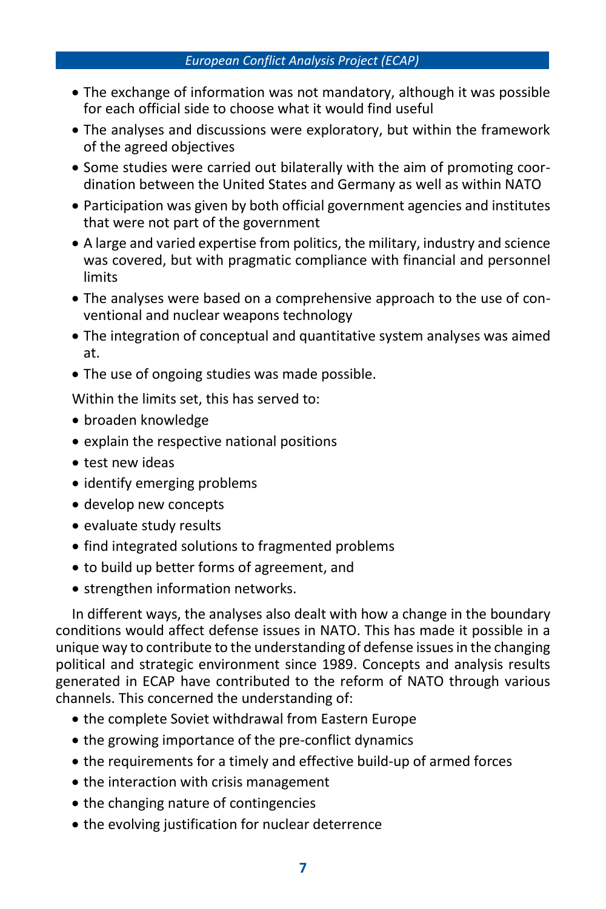- The exchange of information was not mandatory, although it was possible for each official side to choose what it would find useful
- The analyses and discussions were exploratory, but within the framework of the agreed objectives
- Some studies were carried out bilaterally with the aim of promoting coordination between the United States and Germany as well as within NATO
- Participation was given by both official government agencies and institutes that were not part of the government
- A large and varied expertise from politics, the military, industry and science was covered, but with pragmatic compliance with financial and personnel limits
- The analyses were based on a comprehensive approach to the use of conventional and nuclear weapons technology
- The integration of conceptual and quantitative system analyses was aimed at.
- The use of ongoing studies was made possible.

Within the limits set, this has served to:

- broaden knowledge
- explain the respective national positions
- test new ideas
- identify emerging problems
- develop new concepts
- evaluate study results
- find integrated solutions to fragmented problems
- to build up better forms of agreement, and
- strengthen information networks.

In different ways, the analyses also dealt with how a change in the boundary conditions would affect defense issues in NATO. This has made it possible in a unique way to contribute to the understanding of defense issues in the changing political and strategic environment since 1989. Concepts and analysis results generated in ECAP have contributed to the reform of NATO through various channels. This concerned the understanding of:

- the complete Soviet withdrawal from Eastern Europe
- the growing importance of the pre-conflict dynamics
- the requirements for a timely and effective build-up of armed forces
- the interaction with crisis management
- the changing nature of contingencies
- the evolving justification for nuclear deterrence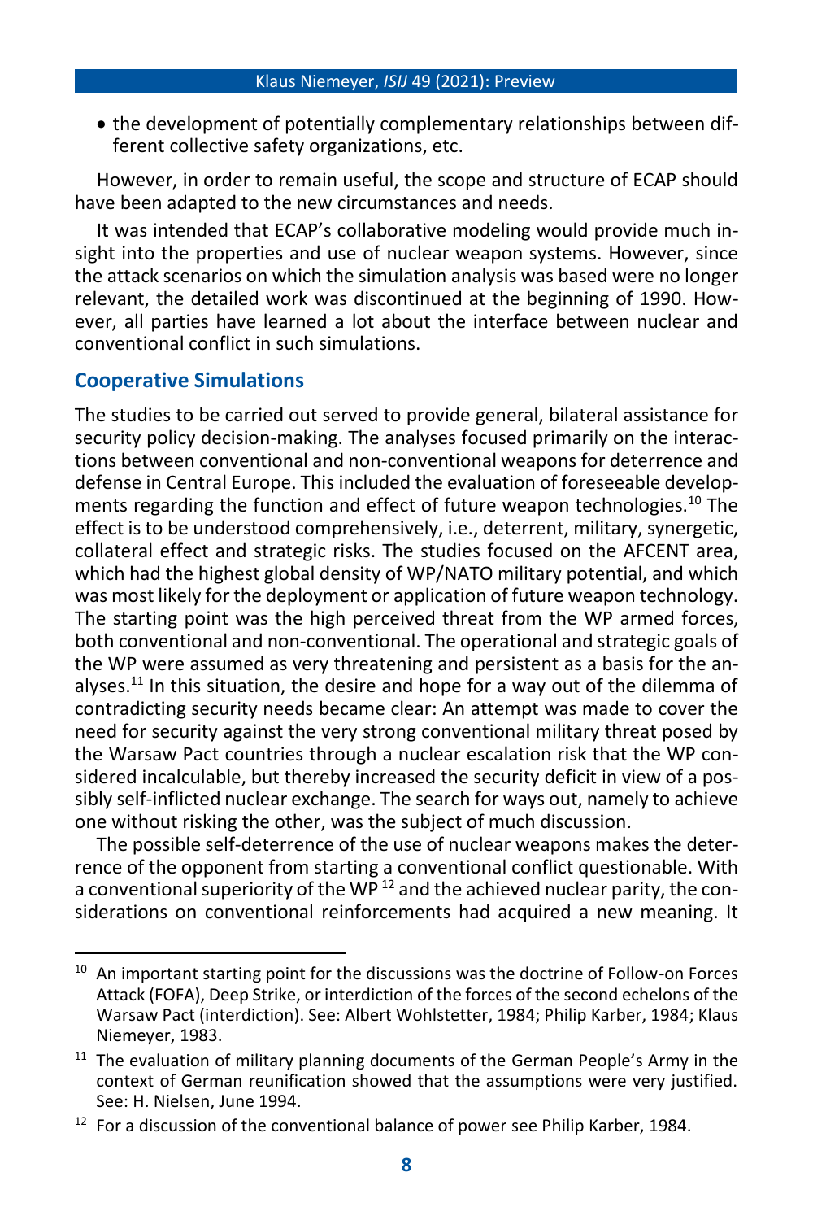- the development of potentially complementary relationships between different collective safety organizations, etc.

However, in order to remain useful, the scope and structure of ECAP should have been adapted to the new circumstances and needs.

It was intended that ECAP's collaborative modeling would provide much insight into the properties and use of nuclear weapon systems. However, since the attack scenarios on which the simulation analysis was based were no longer relevant, the detailed work was discontinued at the beginning of 1990. However, all parties have learned a lot about the interface between nuclear and conventional conflict in such simulations.

## Cooperative Simulations

The studies to be carried out served to provide general, bilateral assistance for security policy decision-making. The analyses focused primarily on the interactions between conventional and non-conventional weapons for deterrence and defense in Central Europe. This included the evaluation of foreseeable developments regarding the function and effect of future weapon technologies.[10] The effect is to be understood comprehensively, i.e., deterrent, military, synergetic, collateral effect and strategic risks. The studies focused on the AFCENT area, which had the highest global density of WP/NATO military potential, and which was most likely for the deployment or application of future weapon technology. The starting point was the high perceived threat from the WP armed forces, both conventional and non-conventional. The operational and strategic goals of the WP were assumed as very threatening and persistent as a basis for the analyses.[11] In this situation, the desire and hope for a way out of the dilemma of contradicting security needs became clear: An attempt was made to cover the need for security against the very strong conventional military threat posed by the Warsaw Pact countries through a nuclear escalation risk that the WP considered incalculable, but thereby increased the security deficit in view of a possibly self-inflicted nuclear exchange. The search for ways out, namely to achieve one without risking the other, was the subject of much discussion.

The possible self-deterrence of the use of nuclear weapons makes the deterrence of the opponent from starting a conventional conflict questionable. With a conventional superiority of the WP[12] and the achieved nuclear parity, the considerations on conventional reinforcements had acquired a new meaning. It

---

[10] An important starting point for the discussions was the doctrine of Follow-on Forces Attack (FOFA), Deep Strike, or interdiction of the forces of the second echelons of the Warsaw Pact (interdiction). See: Albert Wohlstetter, 1984; Philip Karber, 1984; Klaus Niemeyer, 1983.

[11] The evaluation of military planning documents of the German People's Army in the context of German reunification showed that the assumptions were very justified. See: H. Nielsen, June 1994.

[12] For a discussion of the conventional balance of power see Philip Karber, 1984.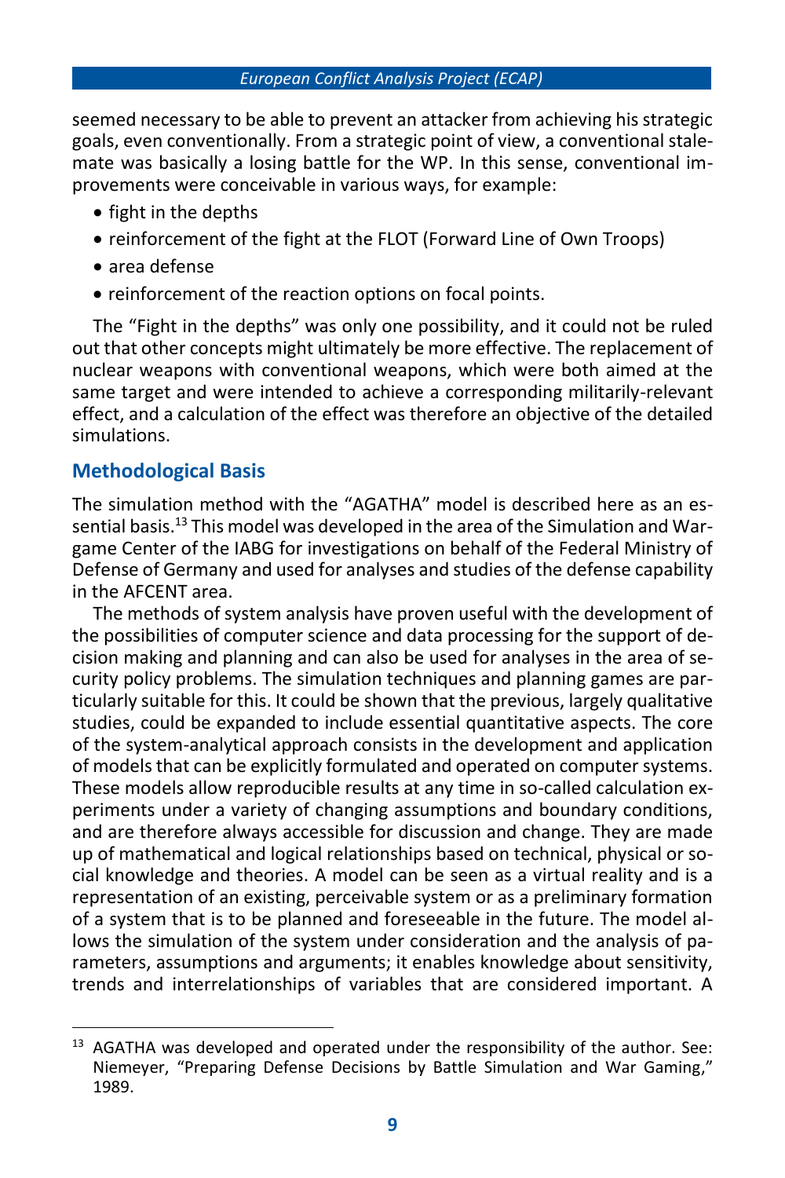seemed necessary to be able to prevent an attacker from achieving his strategic goals, even conventionally. From a strategic point of view, a conventional stalemate was basically a losing battle for the WP. In this sense, conventional improvements were conceivable in various ways, for example:

- fight in the depths
- reinforcement of the fight at the FLOT (Forward Line of Own Troops)
- area defense
- reinforcement of the reaction options on focal points.

The "Fight in the depths" was only one possibility, and it could not be ruled out that other concepts might ultimately be more effective. The replacement of nuclear weapons with conventional weapons, which were both aimed at the same target and were intended to achieve a corresponding militarily-relevant effect, and a calculation of the effect was therefore an objective of the detailed simulations.

## Methodological Basis

The simulation method with the "AGATHA" model is described here as an essential basis.[13] This model was developed in the area of the Simulation and Wargame Center of the IABG for investigations on behalf of the Federal Ministry of Defense of Germany and used for analyses and studies of the defense capability in the AFCENT area.

The methods of system analysis have proven useful with the development of the possibilities of computer science and data processing for the support of decision making and planning and can also be used for analyses in the area of security policy problems. The simulation techniques and planning games are particularly suitable for this. It could be shown that the previous, largely qualitative studies, could be expanded to include essential quantitative aspects. The core of the system-analytical approach consists in the development and application of models that can be explicitly formulated and operated on computer systems. These models allow reproducible results at any time in so-called calculation experiments under a variety of changing assumptions and boundary conditions, and are therefore always accessible for discussion and change. They are made up of mathematical and logical relationships based on technical, physical or social knowledge and theories. A model can be seen as a virtual reality and is a representation of an existing, perceivable system or as a preliminary formation of a system that is to be planned and foreseeable in the future. The model allows the simulation of the system under consideration and the analysis of parameters, assumptions and arguments; it enables knowledge about sensitivity, trends and interrelationships of variables that are considered important. A

---

[13] AGATHA was developed and operated under the responsibility of the author. See: Niemeyer, "Preparing Defense Decisions by Battle Simulation and War Gaming," 1989.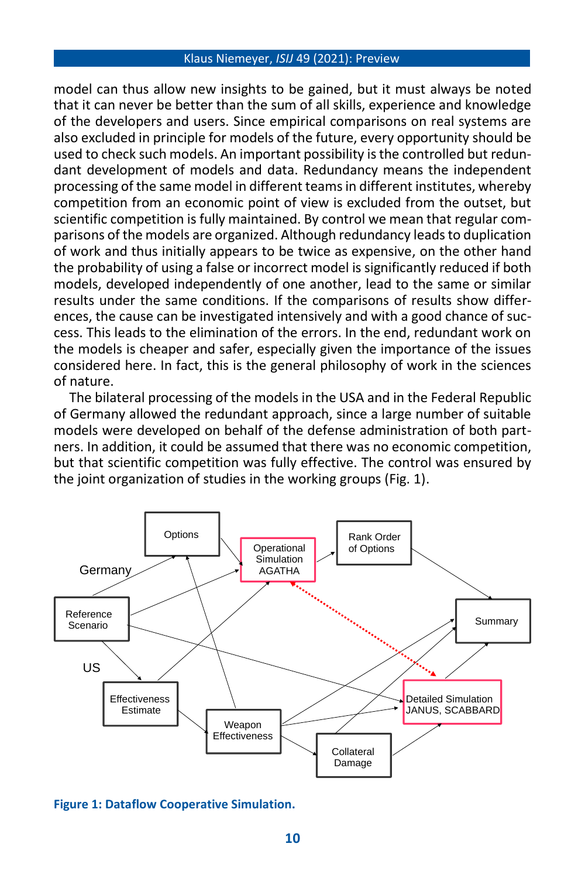model can thus allow new insights to be gained, but it must always be noted that it can never be better than the sum of all skills, experience and knowledge of the developers and users. Since empirical comparisons on real systems are also excluded in principle for models of the future, every opportunity should be used to check such models. An important possibility is the controlled but redundant development of models and data. Redundancy means the independent processing of the same model in different teams in different institutes, whereby competition from an economic point of view is excluded from the outset, but scientific competition is fully maintained. By control we mean that regular comparisons of the models are organized. Although redundancy leads to duplication of work and thus initially appears to be twice as expensive, on the other hand the probability of using a false or incorrect model is significantly reduced if both models, developed independently of one another, lead to the same or similar results under the same conditions. If the comparisons of results show differences, the cause can be investigated intensively and with a good chance of success. This leads to the elimination of the errors. In the end, redundant work on the models is cheaper and safer, especially given the importance of the issues considered here. In fact, this is the general philosophy of work in the sciences of nature.

The bilateral processing of the models in the USA and in the Federal Republic of Germany allowed the redundant approach, since a large number of suitable models were developed on behalf of the defense administration of both partners. In addition, it could be assumed that there was no economic competition, but that scientific competition was fully effective. The control was ensured by the joint organization of studies in the working groups (Fig. 1).

**Figure 1: Dataflow Cooperative Simulation.**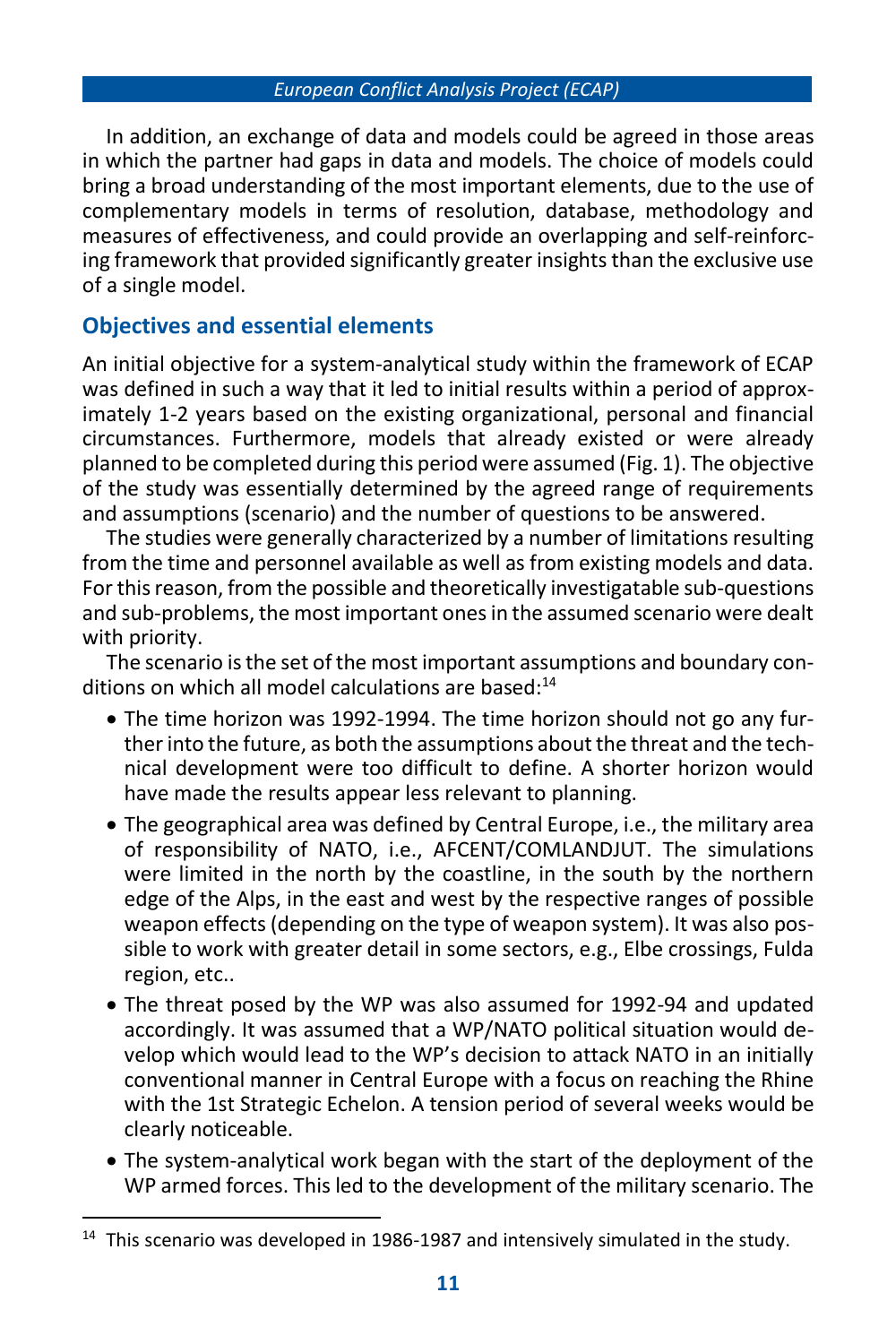In addition, an exchange of data and models could be agreed in those areas in which the partner had gaps in data and models. The choice of models could bring a broad understanding of the most important elements, due to the use of complementary models in terms of resolution, database, methodology and measures of effectiveness, and could provide an overlapping and self-reinforcing framework that provided significantly greater insights than the exclusive use of a single model.

## Objectives and essential elements

An initial objective for a system-analytical study within the framework of ECAP was defined in such a way that it led to initial results within a period of approximately 1-2 years based on the existing organizational, personal and financial circumstances. Furthermore, models that already existed or were already planned to be completed during this period were assumed (Fig. 1). The objective of the study was essentially determined by the agreed range of requirements and assumptions (scenario) and the number of questions to be answered.

The studies were generally characterized by a number of limitations resulting from the time and personnel available as well as from existing models and data. For this reason, from the possible and theoretically investigatable sub-questions and sub-problems, the most important ones in the assumed scenario were dealt with priority.

The scenario is the set of the most important assumptions and boundary conditions on which all model calculations are based:[14]

- The time horizon was 1992-1994. The time horizon should not go any further into the future, as both the assumptions about the threat and the technical development were too difficult to define. A shorter horizon would have made the results appear less relevant to planning.
- The geographical area was defined by Central Europe, i.e., the military area of responsibility of NATO, i.e., AFCENT/COMLANDJUT. The simulations were limited in the north by the coastline, in the south by the northern edge of the Alps, in the east and west by the respective ranges of possible weapon effects (depending on the type of weapon system). It was also possible to work with greater detail in some sectors, e.g., Elbe crossings, Fulda region, etc..
- The threat posed by the WP was also assumed for 1992-94 and updated accordingly. It was assumed that a WP/NATO political situation would develop which would lead to the WP's decision to attack NATO in an initially conventional manner in Central Europe with a focus on reaching the Rhine with the 1st Strategic Echelon. A tension period of several weeks would be clearly noticeable.
- The system-analytical work began with the start of the deployment of the WP armed forces. This led to the development of the military scenario. The

[14] This scenario was developed in 1986-1987 and intensively simulated in the study.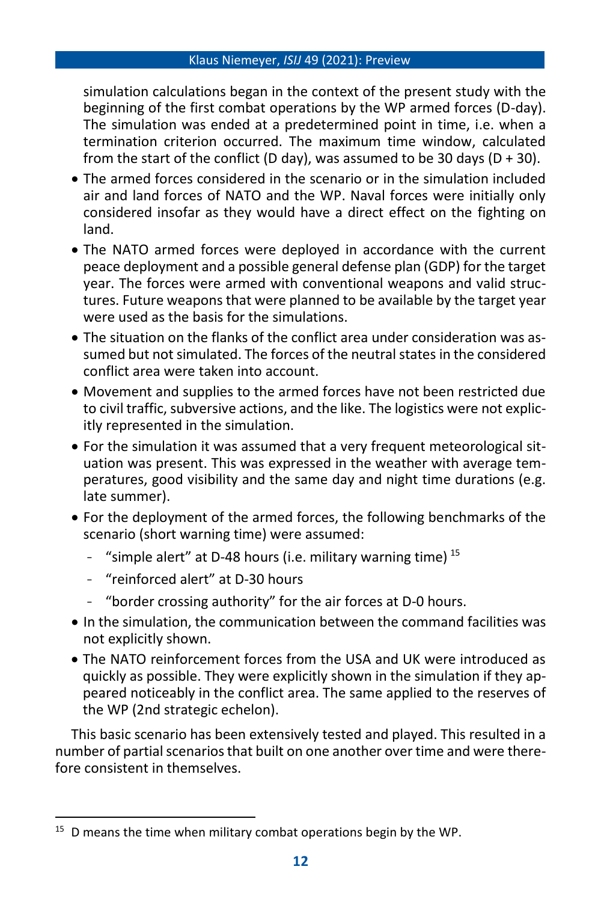simulation calculations began in the context of the present study with the beginning of the first combat operations by the WP armed forces (D-day). The simulation was ended at a predetermined point in time, i.e. when a termination criterion occurred. The maximum time window, calculated from the start of the conflict (D day), was assumed to be 30 days (D + 30).

- The armed forces considered in the scenario or in the simulation included air and land forces of NATO and the WP. Naval forces were initially only considered insofar as they would have a direct effect on the fighting on land.
- The NATO armed forces were deployed in accordance with the current peace deployment and a possible general defense plan (GDP) for the target year. The forces were armed with conventional weapons and valid structures. Future weapons that were planned to be available by the target year were used as the basis for the simulations.
- The situation on the flanks of the conflict area under consideration was assumed but not simulated. The forces of the neutral states in the considered conflict area were taken into account.
- Movement and supplies to the armed forces have not been restricted due to civil traffic, subversive actions, and the like. The logistics were not explicitly represented in the simulation.
- For the simulation it was assumed that a very frequent meteorological situation was present. This was expressed in the weather with average temperatures, good visibility and the same day and night time durations (e.g. late summer).
- For the deployment of the armed forces, the following benchmarks of the scenario (short warning time) were assumed:
  - "simple alert" at D-48 hours (i.e. military warning time) [15]
  - "reinforced alert" at D-30 hours
  - "border crossing authority" for the air forces at D-0 hours.
- In the simulation, the communication between the command facilities was not explicitly shown.
- The NATO reinforcement forces from the USA and UK were introduced as quickly as possible. They were explicitly shown in the simulation if they appeared noticeably in the conflict area. The same applied to the reserves of the WP (2nd strategic echelon).

This basic scenario has been extensively tested and played. This resulted in a number of partial scenarios that built on one another over time and were therefore consistent in themselves.

[15] D means the time when military combat operations begin by the WP.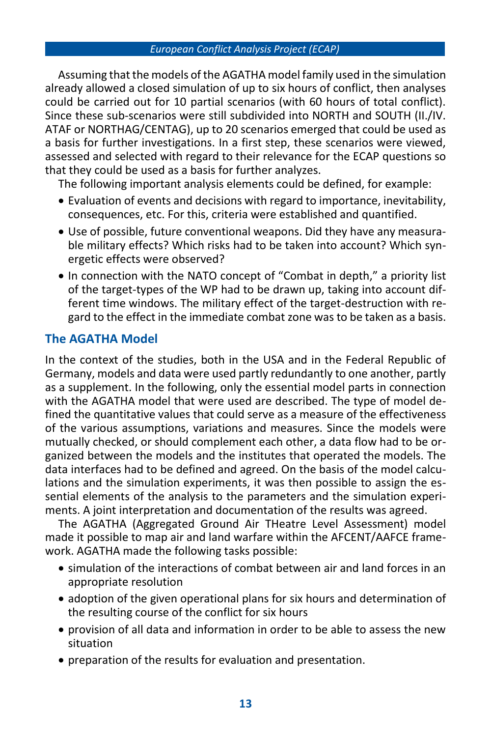Assuming that the models of the AGATHA model family used in the simulation already allowed a closed simulation of up to six hours of conflict, then analyses could be carried out for 10 partial scenarios (with 60 hours of total conflict). Since these sub-scenarios were still subdivided into NORTH and SOUTH (II./IV. ATAF or NORTHAG/CENTAG), up to 20 scenarios emerged that could be used as a basis for further investigations. In a first step, these scenarios were viewed, assessed and selected with regard to their relevance for the ECAP questions so that they could be used as a basis for further analyzes.

The following important analysis elements could be defined, for example:

- Evaluation of events and decisions with regard to importance, inevitability, consequences, etc. For this, criteria were established and quantified.
- Use of possible, future conventional weapons. Did they have any measurable military effects? Which risks had to be taken into account? Which synergetic effects were observed?
- In connection with the NATO concept of "Combat in depth," a priority list of the target-types of the WP had to be drawn up, taking into account different time windows. The military effect of the target-destruction with regard to the effect in the immediate combat zone was to be taken as a basis.

## The AGATHA Model

In the context of the studies, both in the USA and in the Federal Republic of Germany, models and data were used partly redundantly to one another, partly as a supplement. In the following, only the essential model parts in connection with the AGATHA model that were used are described. The type of model defined the quantitative values that could serve as a measure of the effectiveness of the various assumptions, variations and measures. Since the models were mutually checked, or should complement each other, a data flow had to be organized between the models and the institutes that operated the models. The data interfaces had to be defined and agreed. On the basis of the model calculations and the simulation experiments, it was then possible to assign the essential elements of the analysis to the parameters and the simulation experiments. A joint interpretation and documentation of the results was agreed.

The AGATHA (Aggregated Ground Air THeatre Level Assessment) model made it possible to map air and land warfare within the AFCENT/AAFCE framework. AGATHA made the following tasks possible:

- simulation of the interactions of combat between air and land forces in an appropriate resolution
- adoption of the given operational plans for six hours and determination of the resulting course of the conflict for six hours
- provision of all data and information in order to be able to assess the new situation
- preparation of the results for evaluation and presentation.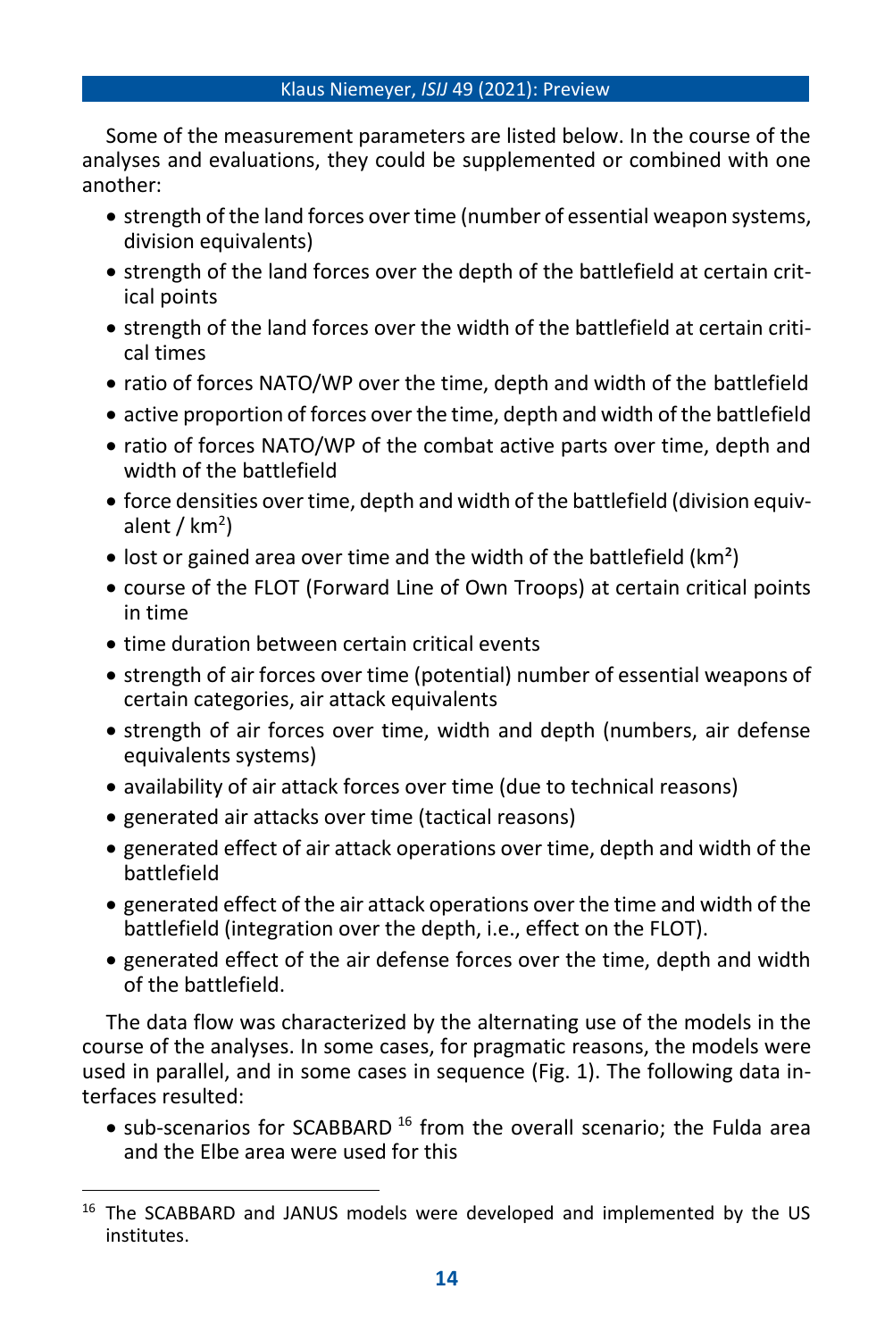Some of the measurement parameters are listed below. In the course of the analyses and evaluations, they could be supplemented or combined with one another:

- strength of the land forces over time (number of essential weapon systems, division equivalents)
- strength of the land forces over the depth of the battlefield at certain critical points
- strength of the land forces over the width of the battlefield at certain critical times
- ratio of forces NATO/WP over the time, depth and width of the battlefield
- active proportion of forces over the time, depth and width of the battlefield
- ratio of forces NATO/WP of the combat active parts over time, depth and width of the battlefield
- force densities over time, depth and width of the battlefield (division equivalent / km$^2$)
- lost or gained area over time and the width of the battlefield (km$^2$)
- course of the FLOT (Forward Line of Own Troops) at certain critical points in time
- time duration between certain critical events
- strength of air forces over time (potential) number of essential weapons of certain categories, air attack equivalents
- strength of air forces over time, width and depth (numbers, air defense equivalents systems)
- availability of air attack forces over time (due to technical reasons)
- generated air attacks over time (tactical reasons)
- generated effect of air attack operations over time, depth and width of the battlefield
- generated effect of the air attack operations over the time and width of the battlefield (integration over the depth, i.e., effect on the FLOT).
- generated effect of the air defense forces over the time, depth and width of the battlefield.

The data flow was characterized by the alternating use of the models in the course of the analyses. In some cases, for pragmatic reasons, the models were used in parallel, and in some cases in sequence (Fig. 1). The following data interfaces resulted:

- sub-scenarios for SCABBARD [16] from the overall scenario; the Fulda area and the Elbe area were used for this

[16] The SCABBARD and JANUS models were developed and implemented by the US institutes.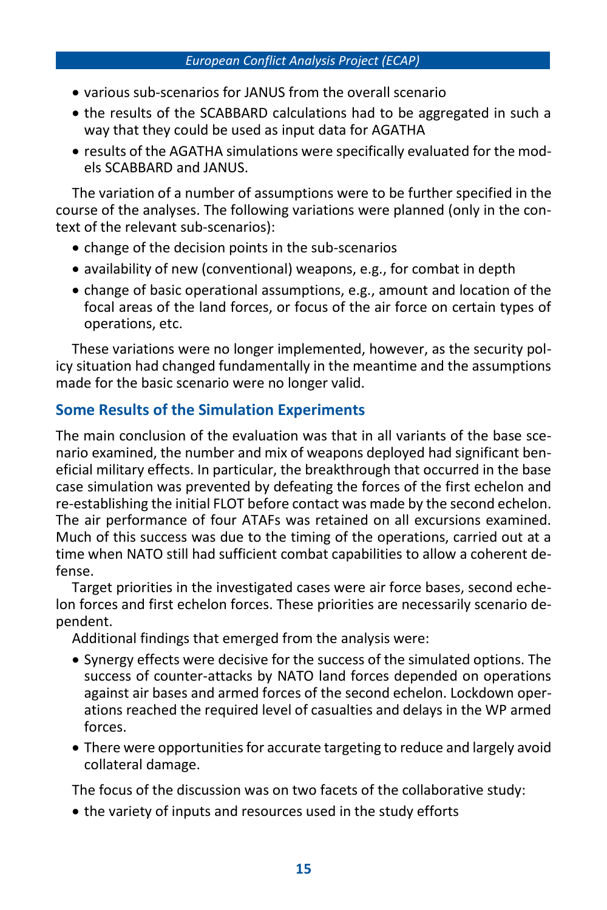- various sub-scenarios for JANUS from the overall scenario
- the results of the SCABBARD calculations had to be aggregated in such a way that they could be used as input data for AGATHA
- results of the AGATHA simulations were specifically evaluated for the models SCABBARD and JANUS.

The variation of a number of assumptions were to be further specified in the course of the analyses. The following variations were planned (only in the context of the relevant sub-scenarios):

- change of the decision points in the sub-scenarios
- availability of new (conventional) weapons, e.g., for combat in depth
- change of basic operational assumptions, e.g., amount and location of the focal areas of the land forces, or focus of the air force on certain types of operations, etc.

These variations were no longer implemented, however, as the security policy situation had changed fundamentally in the meantime and the assumptions made for the basic scenario were no longer valid.

## Some Results of the Simulation Experiments

The main conclusion of the evaluation was that in all variants of the base scenario examined, the number and mix of weapons deployed had significant beneficial military effects. In particular, the breakthrough that occurred in the base case simulation was prevented by defeating the forces of the first echelon and re-establishing the initial FLOT before contact was made by the second echelon. The air performance of four ATAFs was retained on all excursions examined. Much of this success was due to the timing of the operations, carried out at a time when NATO still had sufficient combat capabilities to allow a coherent defense.

Target priorities in the investigated cases were air force bases, second echelon forces and first echelon forces. These priorities are necessarily scenario dependent.

Additional findings that emerged from the analysis were:

- Synergy effects were decisive for the success of the simulated options. The success of counter-attacks by NATO land forces depended on operations against air bases and armed forces of the second echelon. Lockdown operations reached the required level of casualties and delays in the WP armed forces.
- There were opportunities for accurate targeting to reduce and largely avoid collateral damage.

The focus of the discussion was on two facets of the collaborative study:

- the variety of inputs and resources used in the study efforts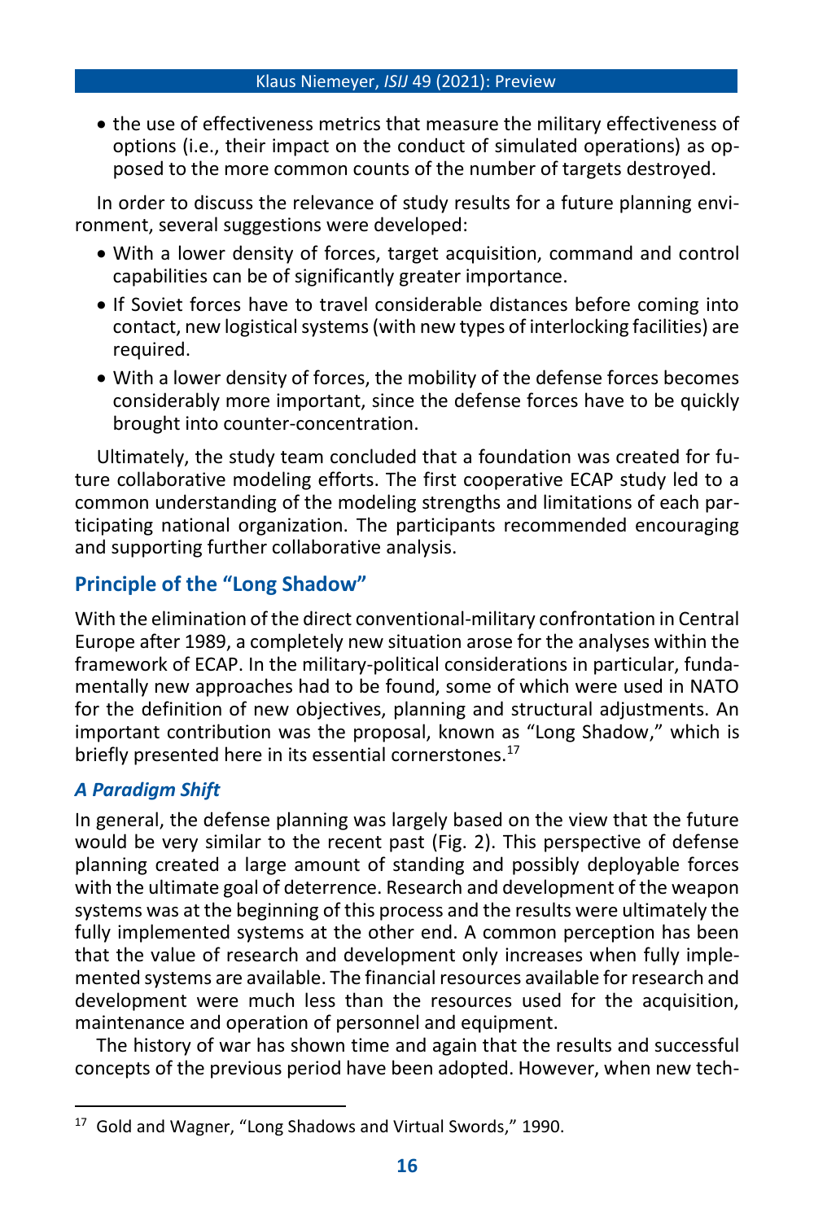- the use of effectiveness metrics that measure the military effectiveness of options (i.e., their impact on the conduct of simulated operations) as opposed to the more common counts of the number of targets destroyed.

In order to discuss the relevance of study results for a future planning environment, several suggestions were developed:

- With a lower density of forces, target acquisition, command and control capabilities can be of significantly greater importance.
- If Soviet forces have to travel considerable distances before coming into contact, new logistical systems (with new types of interlocking facilities) are required.
- With a lower density of forces, the mobility of the defense forces becomes considerably more important, since the defense forces have to be quickly brought into counter-concentration.

Ultimately, the study team concluded that a foundation was created for future collaborative modeling efforts. The first cooperative ECAP study led to a common understanding of the modeling strengths and limitations of each participating national organization. The participants recommended encouraging and supporting further collaborative analysis.

## Principle of the "Long Shadow"

With the elimination of the direct conventional-military confrontation in Central Europe after 1989, a completely new situation arose for the analyses within the framework of ECAP. In the military-political considerations in particular, fundamentally new approaches had to be found, some of which were used in NATO for the definition of new objectives, planning and structural adjustments. An important contribution was the proposal, known as "Long Shadow," which is briefly presented here in its essential cornerstones.[17]

### *A Paradigm Shift*

In general, the defense planning was largely based on the view that the future would be very similar to the recent past (Fig. 2). This perspective of defense planning created a large amount of standing and possibly deployable forces with the ultimate goal of deterrence. Research and development of the weapon systems was at the beginning of this process and the results were ultimately the fully implemented systems at the other end. A common perception has been that the value of research and development only increases when fully implemented systems are available. The financial resources available for research and development were much less than the resources used for the acquisition, maintenance and operation of personnel and equipment.

The history of war has shown time and again that the results and successful concepts of the previous period have been adopted. However, when new tech-

[17] Gold and Wagner, "Long Shadows and Virtual Swords," 1990.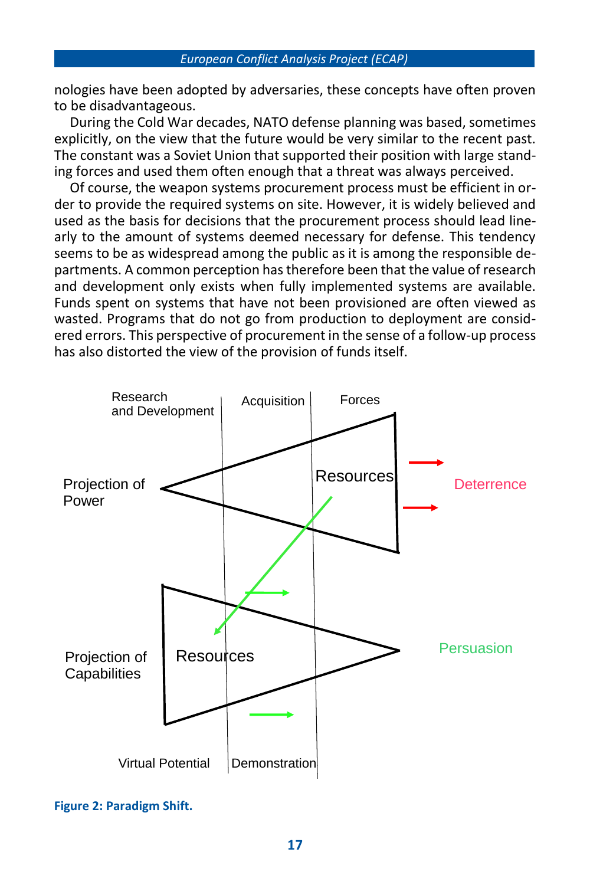nologies have been adopted by adversaries, these concepts have often proven to be disadvantageous.

During the Cold War decades, NATO defense planning was based, sometimes explicitly, on the view that the future would be very similar to the recent past. The constant was a Soviet Union that supported their position with large standing forces and used them often enough that a threat was always perceived.

Of course, the weapon systems procurement process must be efficient in order to provide the required systems on site. However, it is widely believed and used as the basis for decisions that the procurement process should lead linearly to the amount of systems deemed necessary for defense. This tendency seems to be as widespread among the public as it is among the responsible departments. A common perception has therefore been that the value of research and development only exists when fully implemented systems are available. Funds spent on systems that have not been provisioned are often viewed as wasted. Programs that do not go from production to deployment are considered errors. This perspective of procurement in the sense of a follow-up process has also distorted the view of the provision of funds itself.

Research and Development | Acquisition | Forces

Projection of Power — Resources — Deterrence

Projection of Capabilities — Resources — Persuasion

Virtual Potential | Demonstration

**Figure 2: Paradigm Shift.**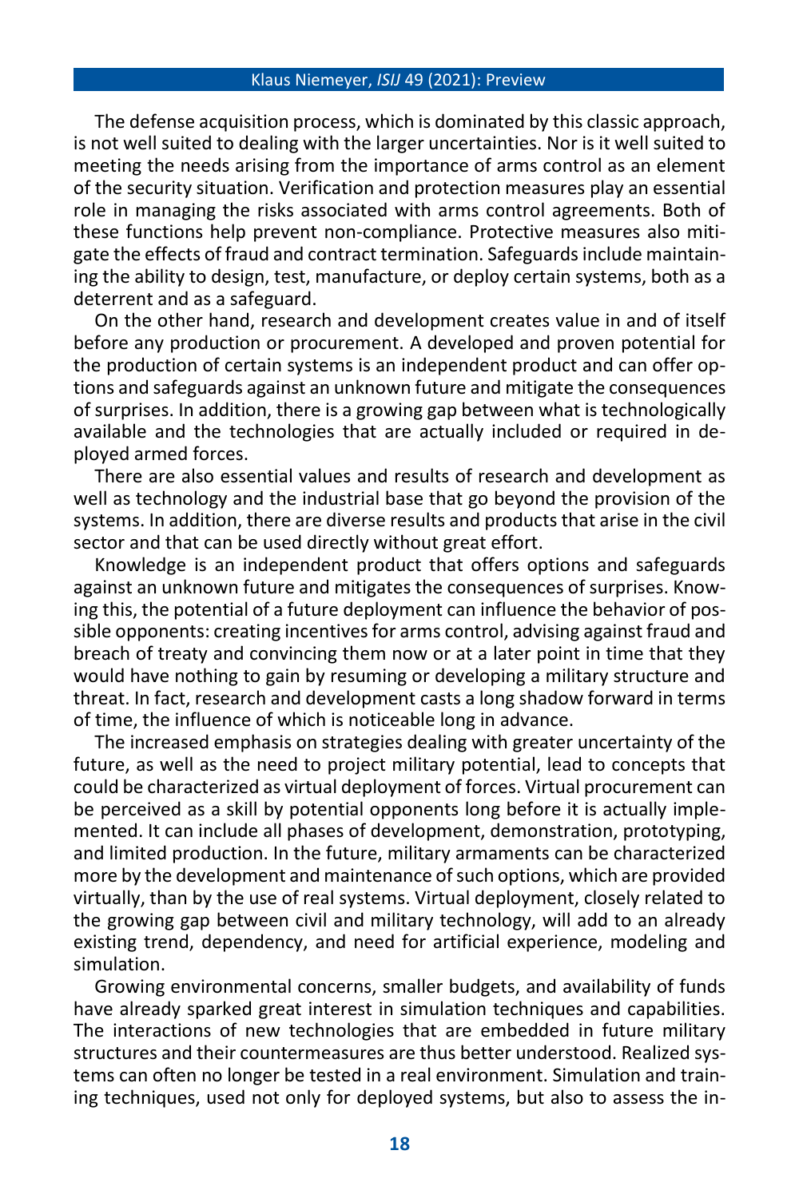The defense acquisition process, which is dominated by this classic approach, is not well suited to dealing with the larger uncertainties. Nor is it well suited to meeting the needs arising from the importance of arms control as an element of the security situation. Verification and protection measures play an essential role in managing the risks associated with arms control agreements. Both of these functions help prevent non-compliance. Protective measures also mitigate the effects of fraud and contract termination. Safeguards include maintaining the ability to design, test, manufacture, or deploy certain systems, both as a deterrent and as a safeguard.

On the other hand, research and development creates value in and of itself before any production or procurement. A developed and proven potential for the production of certain systems is an independent product and can offer options and safeguards against an unknown future and mitigate the consequences of surprises. In addition, there is a growing gap between what is technologically available and the technologies that are actually included or required in deployed armed forces.

There are also essential values and results of research and development as well as technology and the industrial base that go beyond the provision of the systems. In addition, there are diverse results and products that arise in the civil sector and that can be used directly without great effort.

Knowledge is an independent product that offers options and safeguards against an unknown future and mitigates the consequences of surprises. Knowing this, the potential of a future deployment can influence the behavior of possible opponents: creating incentives for arms control, advising against fraud and breach of treaty and convincing them now or at a later point in time that they would have nothing to gain by resuming or developing a military structure and threat. In fact, research and development casts a long shadow forward in terms of time, the influence of which is noticeable long in advance.

The increased emphasis on strategies dealing with greater uncertainty of the future, as well as the need to project military potential, lead to concepts that could be characterized as virtual deployment of forces. Virtual procurement can be perceived as a skill by potential opponents long before it is actually implemented. It can include all phases of development, demonstration, prototyping, and limited production. In the future, military armaments can be characterized more by the development and maintenance of such options, which are provided virtually, than by the use of real systems. Virtual deployment, closely related to the growing gap between civil and military technology, will add to an already existing trend, dependency, and need for artificial experience, modeling and simulation.

Growing environmental concerns, smaller budgets, and availability of funds have already sparked great interest in simulation techniques and capabilities. The interactions of new technologies that are embedded in future military structures and their countermeasures are thus better understood. Realized systems can often no longer be tested in a real environment. Simulation and training techniques, used not only for deployed systems, but also to assess the in-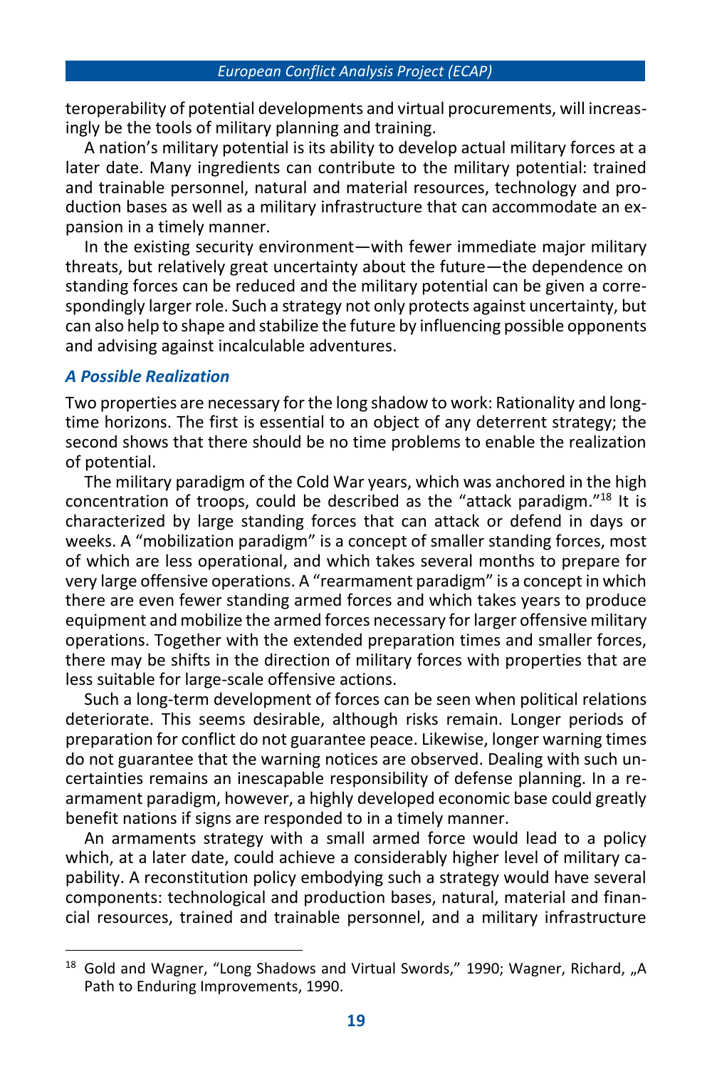teroperability of potential developments and virtual procurements, will increasingly be the tools of military planning and training.

A nation's military potential is its ability to develop actual military forces at a later date. Many ingredients can contribute to the military potential: trained and trainable personnel, natural and material resources, technology and production bases as well as a military infrastructure that can accommodate an expansion in a timely manner.

In the existing security environment—with fewer immediate major military threats, but relatively great uncertainty about the future—the dependence on standing forces can be reduced and the military potential can be given a correspondingly larger role. Such a strategy not only protects against uncertainty, but can also help to shape and stabilize the future by influencing possible opponents and advising against incalculable adventures.

### *A Possible Realization*

Two properties are necessary for the long shadow to work: Rationality and long-time horizons. The first is essential to an object of any deterrent strategy; the second shows that there should be no time problems to enable the realization of potential.

The military paradigm of the Cold War years, which was anchored in the high concentration of troops, could be described as the "attack paradigm."[18] It is characterized by large standing forces that can attack or defend in days or weeks. A "mobilization paradigm" is a concept of smaller standing forces, most of which are less operational, and which takes several months to prepare for very large offensive operations. A "rearmament paradigm" is a concept in which there are even fewer standing armed forces and which takes years to produce equipment and mobilize the armed forces necessary for larger offensive military operations. Together with the extended preparation times and smaller forces, there may be shifts in the direction of military forces with properties that are less suitable for large-scale offensive actions.

Such a long-term development of forces can be seen when political relations deteriorate. This seems desirable, although risks remain. Longer periods of preparation for conflict do not guarantee peace. Likewise, longer warning times do not guarantee that the warning notices are observed. Dealing with such uncertainties remains an inescapable responsibility of defense planning. In a rearmament paradigm, however, a highly developed economic base could greatly benefit nations if signs are responded to in a timely manner.

An armaments strategy with a small armed force would lead to a policy which, at a later date, could achieve a considerably higher level of military capability. A reconstitution policy embodying such a strategy would have several components: technological and production bases, natural, material and financial resources, trained and trainable personnel, and a military infrastructure

---

[18] Gold and Wagner, "Long Shadows and Virtual Swords," 1990; Wagner, Richard, „A Path to Enduring Improvements, 1990.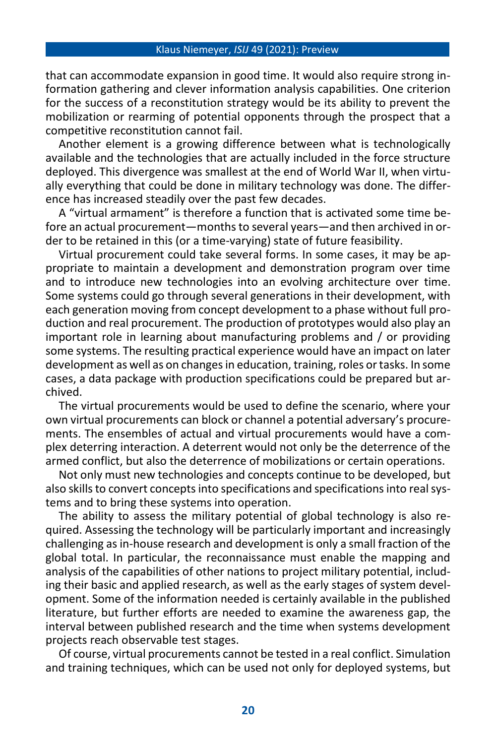that can accommodate expansion in good time. It would also require strong information gathering and clever information analysis capabilities. One criterion for the success of a reconstitution strategy would be its ability to prevent the mobilization or rearming of potential opponents through the prospect that a competitive reconstitution cannot fail.

Another element is a growing difference between what is technologically available and the technologies that are actually included in the force structure deployed. This divergence was smallest at the end of World War II, when virtually everything that could be done in military technology was done. The difference has increased steadily over the past few decades.

A "virtual armament" is therefore a function that is activated some time before an actual procurement—months to several years—and then archived in order to be retained in this (or a time-varying) state of future feasibility.

Virtual procurement could take several forms. In some cases, it may be appropriate to maintain a development and demonstration program over time and to introduce new technologies into an evolving architecture over time. Some systems could go through several generations in their development, with each generation moving from concept development to a phase without full production and real procurement. The production of prototypes would also play an important role in learning about manufacturing problems and / or providing some systems. The resulting practical experience would have an impact on later development as well as on changes in education, training, roles or tasks. In some cases, a data package with production specifications could be prepared but archived.

The virtual procurements would be used to define the scenario, where your own virtual procurements can block or channel a potential adversary's procurements. The ensembles of actual and virtual procurements would have a complex deterring interaction. A deterrent would not only be the deterrence of the armed conflict, but also the deterrence of mobilizations or certain operations.

Not only must new technologies and concepts continue to be developed, but also skills to convert concepts into specifications and specifications into real systems and to bring these systems into operation.

The ability to assess the military potential of global technology is also required. Assessing the technology will be particularly important and increasingly challenging as in-house research and development is only a small fraction of the global total. In particular, the reconnaissance must enable the mapping and analysis of the capabilities of other nations to project military potential, including their basic and applied research, as well as the early stages of system development. Some of the information needed is certainly available in the published literature, but further efforts are needed to examine the awareness gap, the interval between published research and the time when systems development projects reach observable test stages.

Of course, virtual procurements cannot be tested in a real conflict. Simulation and training techniques, which can be used not only for deployed systems, but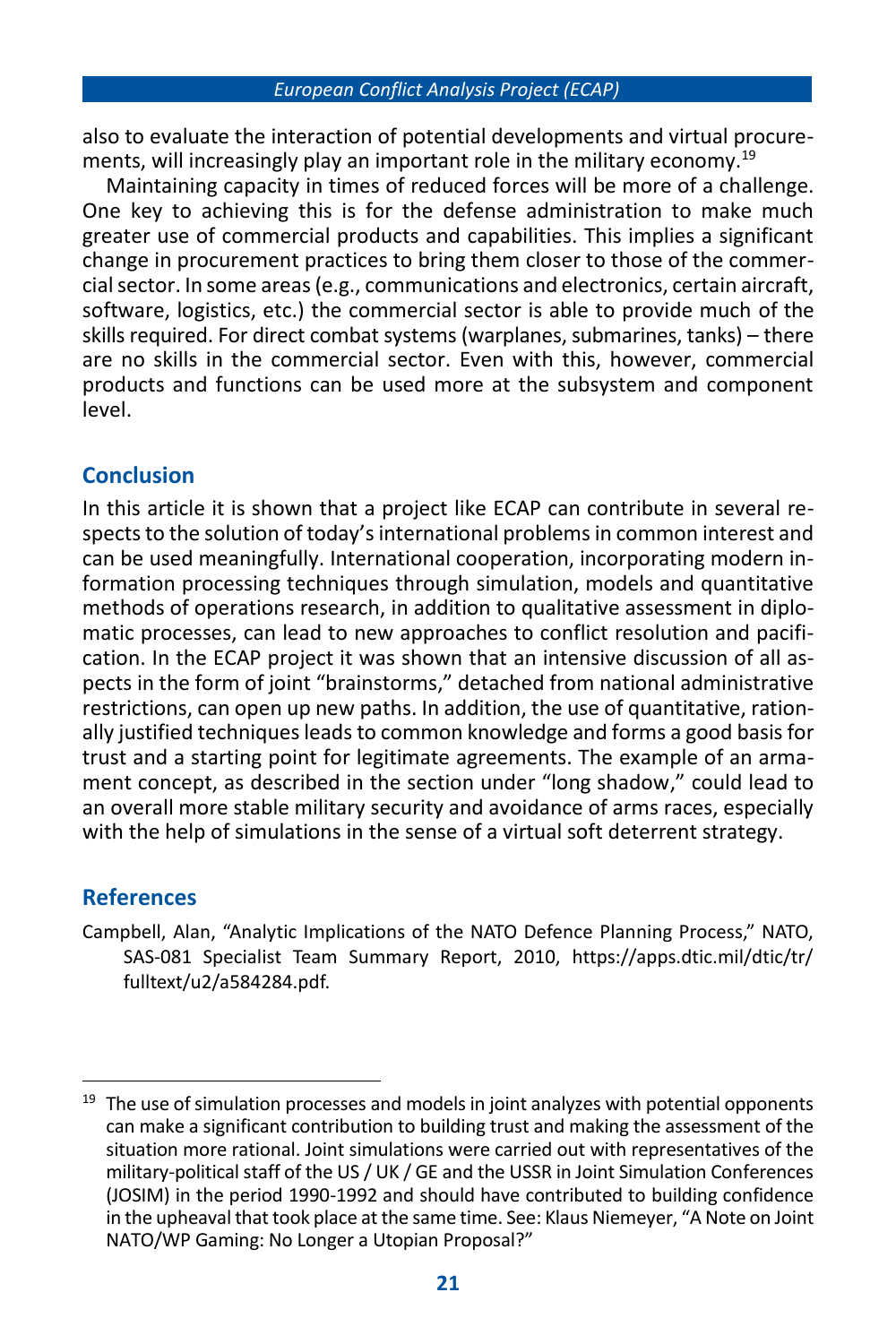also to evaluate the interaction of potential developments and virtual procurements, will increasingly play an important role in the military economy.[19]

Maintaining capacity in times of reduced forces will be more of a challenge. One key to achieving this is for the defense administration to make much greater use of commercial products and capabilities. This implies a significant change in procurement practices to bring them closer to those of the commercial sector. In some areas (e.g., communications and electronics, certain aircraft, software, logistics, etc.) the commercial sector is able to provide much of the skills required. For direct combat systems (warplanes, submarines, tanks) – there are no skills in the commercial sector. Even with this, however, commercial products and functions can be used more at the subsystem and component level.

## Conclusion

In this article it is shown that a project like ECAP can contribute in several respects to the solution of today's international problems in common interest and can be used meaningfully. International cooperation, incorporating modern information processing techniques through simulation, models and quantitative methods of operations research, in addition to qualitative assessment in diplomatic processes, can lead to new approaches to conflict resolution and pacification. In the ECAP project it was shown that an intensive discussion of all aspects in the form of joint "brainstorms," detached from national administrative restrictions, can open up new paths. In addition, the use of quantitative, rationally justified techniques leads to common knowledge and forms a good basis for trust and a starting point for legitimate agreements. The example of an armament concept, as described in the section under "long shadow," could lead to an overall more stable military security and avoidance of arms races, especially with the help of simulations in the sense of a virtual soft deterrent strategy.

## References

Campbell, Alan, "Analytic Implications of the NATO Defence Planning Process," NATO, SAS-081 Specialist Team Summary Report, 2010, https://apps.dtic.mil/dtic/tr/fulltext/u2/a584284.pdf.

---

[19] The use of simulation processes and models in joint analyzes with potential opponents can make a significant contribution to building trust and making the assessment of the situation more rational. Joint simulations were carried out with representatives of the military-political staff of the US / UK / GE and the USSR in Joint Simulation Conferences (JOSIM) in the period 1990-1992 and should have contributed to building confidence in the upheaval that took place at the same time. See: Klaus Niemeyer, "A Note on Joint NATO/WP Gaming: No Longer a Utopian Proposal?"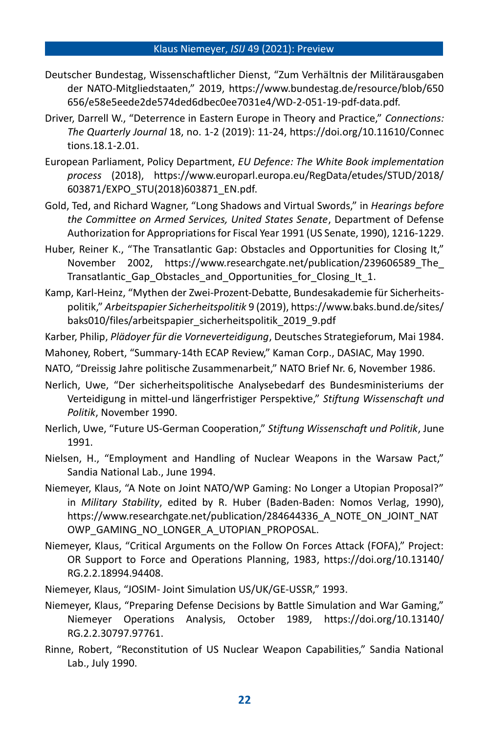Deutscher Bundestag, Wissenschaftlicher Dienst, “Zum Verhältnis der Militärausgaben der NATO-Mitgliedstaaten,” 2019, https://www.bundestag.de/resource/blob/650656/e58e5eede2de574ded6dbec0ee7031e4/WD-2-051-19-pdf-data.pdf.

Driver, Darrell W., “Deterrence in Eastern Europe in Theory and Practice,” *Connections: The Quarterly Journal* 18, no. 1-2 (2019): 11-24, https://doi.org/10.11610/Connections.18.1-2.01.

European Parliament, Policy Department, *EU Defence: The White Book implementation process* (2018), https://www.europarl.europa.eu/RegData/etudes/STUD/2018/603871/EXPO_STU(2018)603871_EN.pdf.

Gold, Ted, and Richard Wagner, “Long Shadows and Virtual Swords,” in *Hearings before the Committee on Armed Services, United States Senate*, Department of Defense Authorization for Appropriations for Fiscal Year 1991 (US Senate, 1990), 1216-1229.

Huber, Reiner K., “The Transatlantic Gap: Obstacles and Opportunities for Closing It,” November 2002, https://www.researchgate.net/publication/239606589_The_Transatlantic_Gap_Obstacles_and_Opportunities_for_Closing_It_1.

Kamp, Karl-Heinz, “Mythen der Zwei-Prozent-Debatte, Bundesakademie für Sicherheitspolitik,” *Arbeitspapier Sicherheitspolitik* 9 (2019), https://www.baks.bund.de/sites/baks010/files/arbeitspapier_sicherheitspolitik_2019_9.pdf

Karber, Philip, *Plädoyer für die Vorneverteidigung*, Deutsches Strategieforum, Mai 1984.

Mahoney, Robert, “Summary-14th ECAP Review,” Kaman Corp., DASIAC, May 1990.

NATO, “Dreissig Jahre politische Zusammenarbeit,” NATO Brief Nr. 6, November 1986.

Nerlich, Uwe, “Der sicherheitspolitische Analysebedarf des Bundesministeriums der Verteidigung in mittel-und längerfristiger Perspektive,” *Stiftung Wissenschaft und Politik*, November 1990.

Nerlich, Uwe, “Future US-German Cooperation,” *Stiftung Wissenschaft und Politik*, June 1991.

Nielsen, H., “Employment and Handling of Nuclear Weapons in the Warsaw Pact,” Sandia National Lab., June 1994.

Niemeyer, Klaus, “A Note on Joint NATO/WP Gaming: No Longer a Utopian Proposal?” in *Military Stability*, edited by R. Huber (Baden-Baden: Nomos Verlag, 1990), https://www.researchgate.net/publication/284644336_A_NOTE_ON_JOINT_NATOWP_GAMING_NO_LONGER_A_UTOPIAN_PROPOSAL.

Niemeyer, Klaus, “Critical Arguments on the Follow On Forces Attack (FOFA),” Project: OR Support to Force and Operations Planning, 1983, https://doi.org/10.13140/RG.2.2.18994.94408.

Niemeyer, Klaus, “JOSIM- Joint Simulation US/UK/GE-USSR,” 1993.

Niemeyer, Klaus, “Preparing Defense Decisions by Battle Simulation and War Gaming,” Niemeyer Operations Analysis, October 1989, https://doi.org/10.13140/RG.2.2.30797.97761.

Rinne, Robert, “Reconstitution of US Nuclear Weapon Capabilities,” Sandia National Lab., July 1990.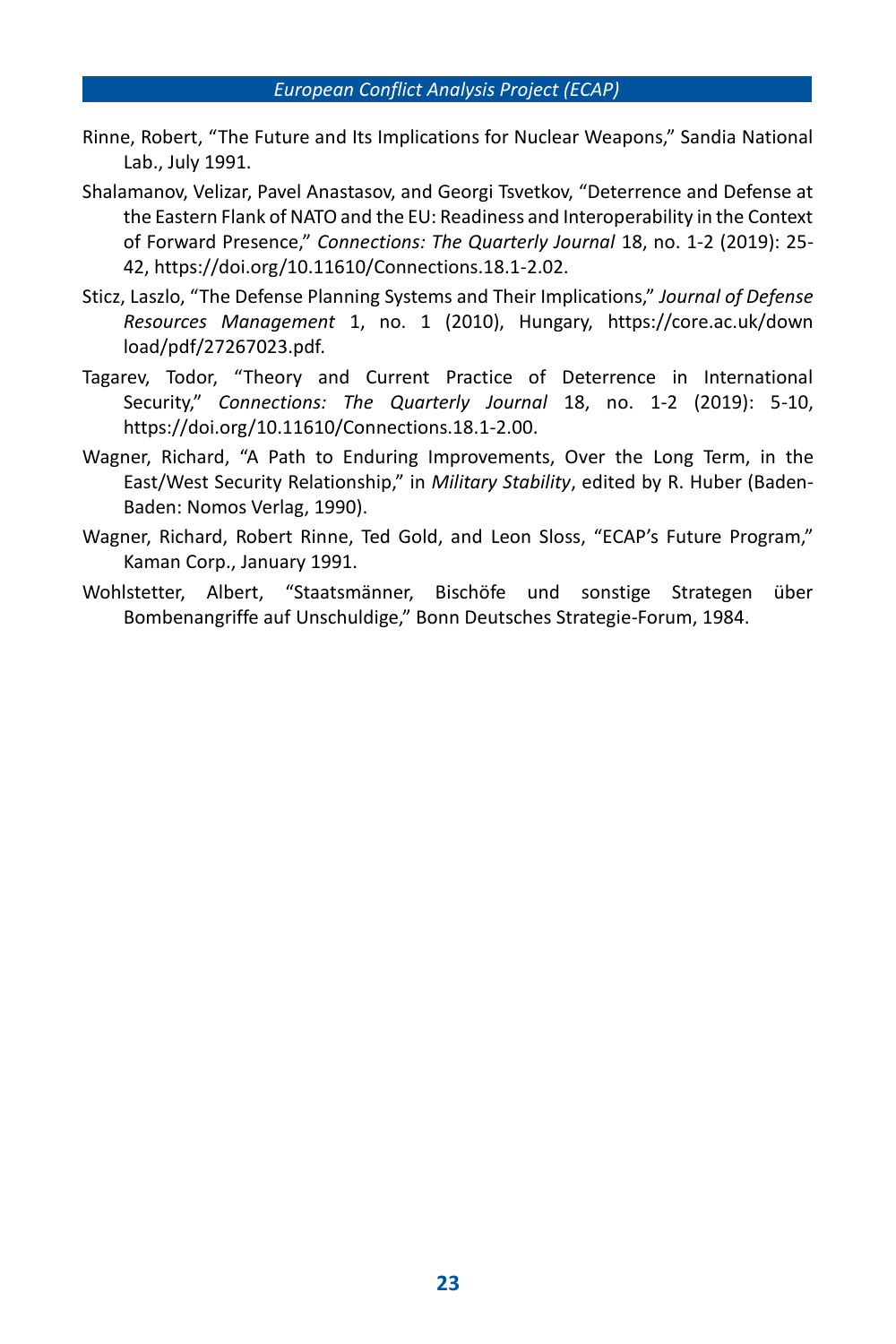Rinne, Robert, "The Future and Its Implications for Nuclear Weapons," Sandia National Lab., July 1991.

Shalamanov, Velizar, Pavel Anastasov, and Georgi Tsvetkov, "Deterrence and Defense at the Eastern Flank of NATO and the EU: Readiness and Interoperability in the Context of Forward Presence," *Connections: The Quarterly Journal* 18, no. 1-2 (2019): 25-42, https://doi.org/10.11610/Connections.18.1-2.02.

Sticz, Laszlo, "The Defense Planning Systems and Their Implications," *Journal of Defense Resources Management* 1, no. 1 (2010), Hungary, https://core.ac.uk/download/pdf/27267023.pdf.

Tagarev, Todor, "Theory and Current Practice of Deterrence in International Security," *Connections: The Quarterly Journal* 18, no. 1-2 (2019): 5-10, https://doi.org/10.11610/Connections.18.1-2.00.

Wagner, Richard, "A Path to Enduring Improvements, Over the Long Term, in the East/West Security Relationship," in *Military Stability*, edited by R. Huber (Baden-Baden: Nomos Verlag, 1990).

Wagner, Richard, Robert Rinne, Ted Gold, and Leon Sloss, "ECAP's Future Program," Kaman Corp., January 1991.

Wohlstetter, Albert, "Staatsmänner, Bischöfe und sonstige Strategen über Bombenangriffe auf Unschuldige," Bonn Deutsches Strategie-Forum, 1984.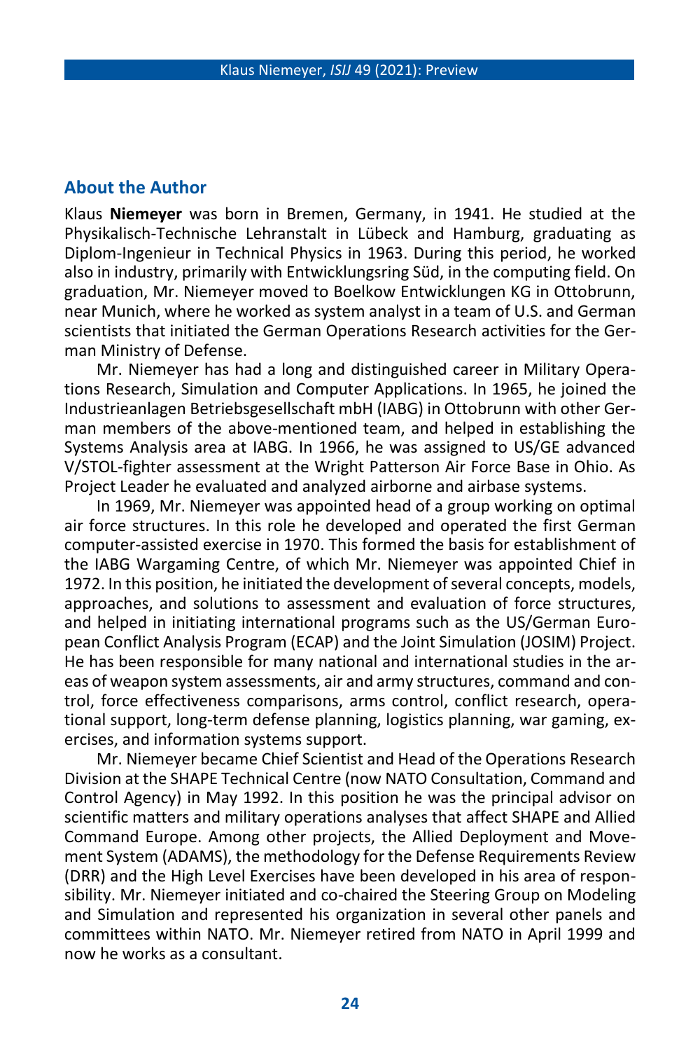## About the Author

Klaus **Niemeyer** was born in Bremen, Germany, in 1941. He studied at the Physikalisch-Technische Lehranstalt in Lübeck and Hamburg, graduating as Diplom-Ingenieur in Technical Physics in 1963. During this period, he worked also in industry, primarily with Entwicklungsring Süd, in the computing field. On graduation, Mr. Niemeyer moved to Boelkow Entwicklungen KG in Ottobrunn, near Munich, where he worked as system analyst in a team of U.S. and German scientists that initiated the German Operations Research activities for the German Ministry of Defense.

Mr. Niemeyer has had a long and distinguished career in Military Operations Research, Simulation and Computer Applications. In 1965, he joined the Industrieanlagen Betriebsgesellschaft mbH (IABG) in Ottobrunn with other German members of the above-mentioned team, and helped in establishing the Systems Analysis area at IABG. In 1966, he was assigned to US/GE advanced V/STOL-fighter assessment at the Wright Patterson Air Force Base in Ohio. As Project Leader he evaluated and analyzed airborne and airbase systems.

In 1969, Mr. Niemeyer was appointed head of a group working on optimal air force structures. In this role he developed and operated the first German computer-assisted exercise in 1970. This formed the basis for establishment of the IABG Wargaming Centre, of which Mr. Niemeyer was appointed Chief in 1972. In this position, he initiated the development of several concepts, models, approaches, and solutions to assessment and evaluation of force structures, and helped in initiating international programs such as the US/German European Conflict Analysis Program (ECAP) and the Joint Simulation (JOSIM) Project. He has been responsible for many national and international studies in the areas of weapon system assessments, air and army structures, command and control, force effectiveness comparisons, arms control, conflict research, operational support, long-term defense planning, logistics planning, war gaming, exercises, and information systems support.

Mr. Niemeyer became Chief Scientist and Head of the Operations Research Division at the SHAPE Technical Centre (now NATO Consultation, Command and Control Agency) in May 1992. In this position he was the principal advisor on scientific matters and military operations analyses that affect SHAPE and Allied Command Europe. Among other projects, the Allied Deployment and Movement System (ADAMS), the methodology for the Defense Requirements Review (DRR) and the High Level Exercises have been developed in his area of responsibility. Mr. Niemeyer initiated and co-chaired the Steering Group on Modeling and Simulation and represented his organization in several other panels and committees within NATO. Mr. Niemeyer retired from NATO in April 1999 and now he works as a consultant.